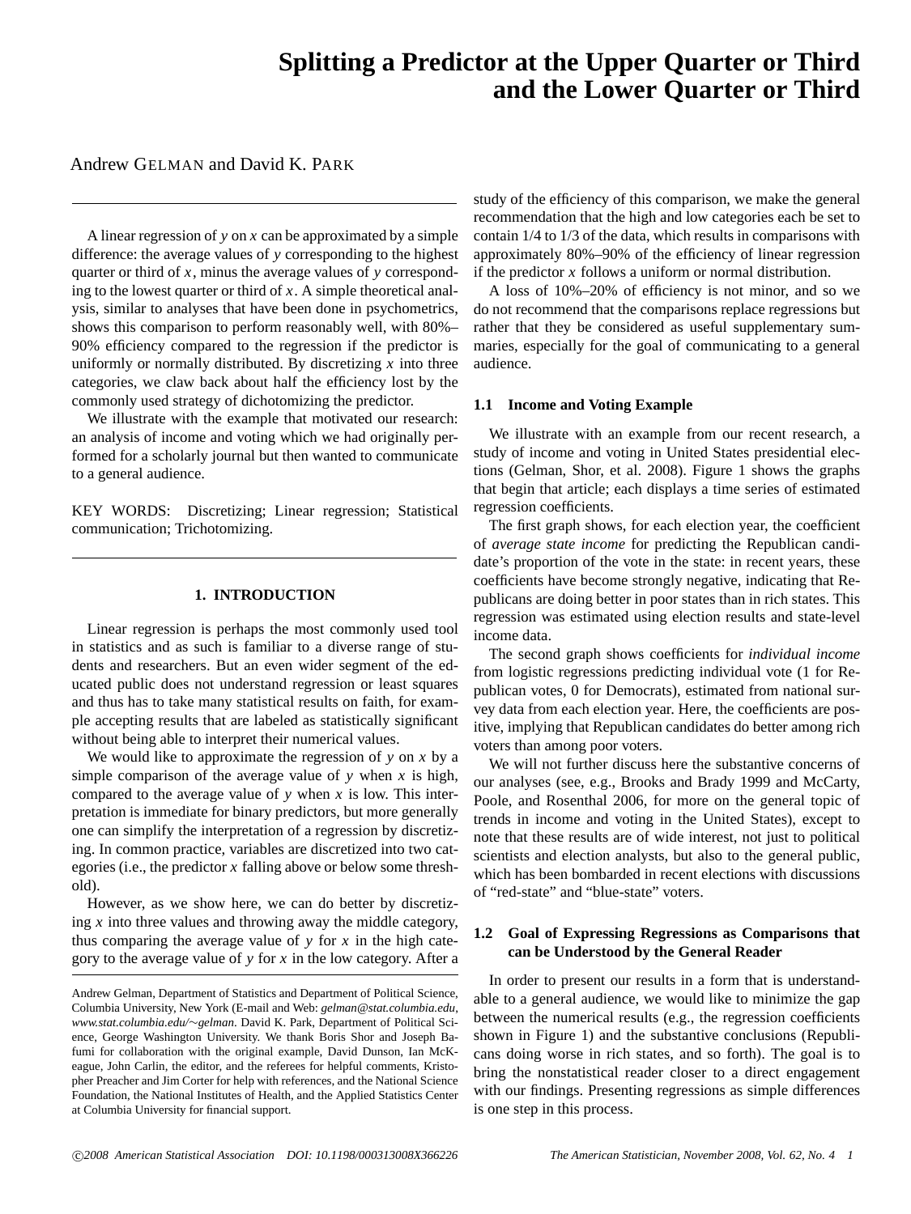# Splitting a Predictor at the Upper Quarter or Third and the Lower Quarter or Third

Andrew GELMAN and David K. PARK

A linear regression of $y$ on $x$ can be approximated by a simple difference: the average values of $y$ corresponding to the highest quarter or third of $x$, minus the average values of $y$ corresponding to the lowest quarter or third of $x$. A simple theoretical analysis, similar to analyses that have been done in psychometrics, shows this comparison to perform reasonably well, with 80%–90% efficiency compared to the regression if the predictor is uniformly or normally distributed. By discretizing $x$ into three categories, we claw back about half the efficiency lost by the commonly used strategy of dichotomizing the predictor.

We illustrate with the example that motivated our research: an analysis of income and voting which we had originally performed for a scholarly journal but then wanted to communicate to a general audience.

KEY WORDS: Discretizing; Linear regression; Statistical communication; Trichotomizing.

## 1. INTRODUCTION

Linear regression is perhaps the most commonly used tool in statistics and as such is familiar to a diverse range of students and researchers. But an even wider segment of the educated public does not understand regression or least squares and thus has to take many statistical results on faith, for example accepting results that are labeled as statistically significant without being able to interpret their numerical values.

We would like to approximate the regression of $y$ on $x$ by a simple comparison of the average value of $y$ when $x$ is high, compared to the average value of $y$ when $x$ is low. This interpretation is immediate for binary predictors, but more generally one can simplify the interpretation of a regression by discretizing. In common practice, variables are discretized into two categories (i.e., the predictor $x$ falling above or below some threshold).

However, as we show here, we can do better by discretizing $x$ into three values and throwing away the middle category, thus comparing the average value of $y$ for $x$ in the high category to the average value of $y$ for $x$ in the low category. After a study of the efficiency of this comparison, we make the general recommendation that the high and low categories each be set to contain 1/4 to 1/3 of the data, which results in comparisons with approximately 80%–90% of the efficiency of linear regression if the predictor $x$ follows a uniform or normal distribution.

A loss of 10%–20% of efficiency is not minor, and so we do not recommend that the comparisons replace regressions but rather that they be considered as useful supplementary summaries, especially for the goal of communicating to a general audience.

### 1.1 Income and Voting Example

We illustrate with an example from our recent research, a study of income and voting in United States presidential elections (Gelman, Shor, et al. 2008). Figure 1 shows the graphs that begin that article; each displays a time series of estimated regression coefficients.

The first graph shows, for each election year, the coefficient of *average state income* for predicting the Republican candidate's proportion of the vote in the state: in recent years, these coefficients have become strongly negative, indicating that Republicans are doing better in poor states than in rich states. This regression was estimated using election results and state-level income data.

The second graph shows coefficients for *individual income* from logistic regressions predicting individual vote (1 for Republican votes, 0 for Democrats), estimated from national survey data from each election year. Here, the coefficients are positive, implying that Republican candidates do better among rich voters than among poor voters.

We will not further discuss here the substantive concerns of our analyses (see, e.g., Brooks and Brady 1999 and McCarty, Poole, and Rosenthal 2006, for more on the general topic of trends in income and voting in the United States), except to note that these results are of wide interest, not just to political scientists and election analysts, but also to the general public, which has been bombarded in recent elections with discussions of "red-state" and "blue-state" voters.

### 1.2 Goal of Expressing Regressions as Comparisons that can be Understood by the General Reader

In order to present our results in a form that is understandable to a general audience, we would like to minimize the gap between the numerical results (e.g., the regression coefficients shown in Figure 1) and the substantive conclusions (Republicans doing worse in rich states, and so forth). The goal is to bring the nonstatistical reader closer to a direct engagement with our findings. Presenting regressions as simple differences is one step in this process.

Andrew Gelman, Department of Statistics and Department of Political Science, Columbia University, New York (E-mail and Web: *gelman@stat.columbia.edu*, *www.stat.columbia.edu/∼gelman*. David K. Park, Department of Political Science, George Washington University. We thank Boris Shor and Joseph Bafumi for collaboration with the original example, David Dunson, Ian McKeague, John Carlin, the editor, and the referees for helpful comments, Kristopher Preacher and Jim Corter for help with references, and the National Science Foundation, the National Institutes of Health, and the Applied Statistics Center at Columbia University for financial support.

©2008 American Statistical Association DOI: 10.1198/000313008X366226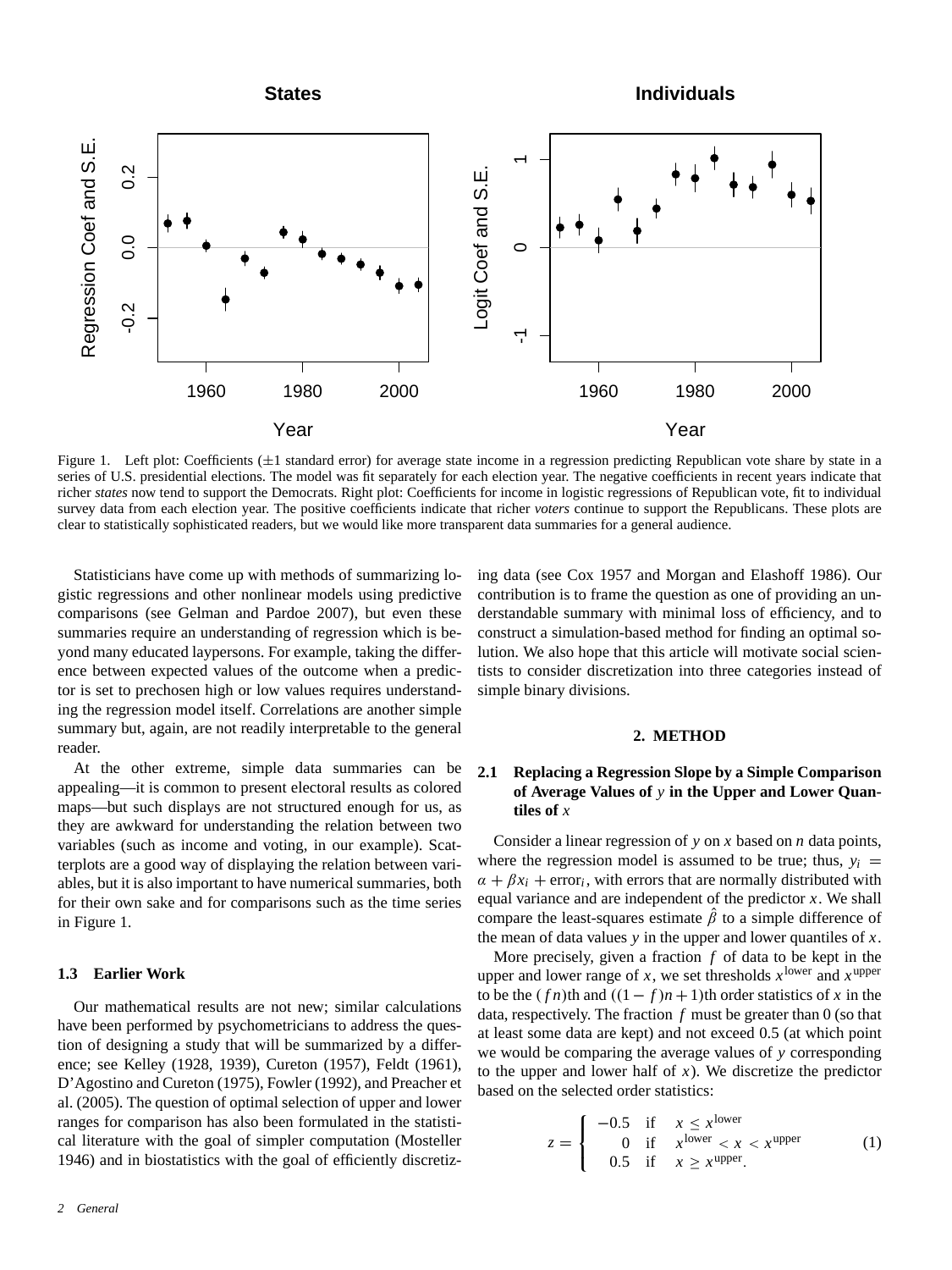Figure 1. Left plot: Coefficients (±1 standard error) for average state income in a regression predicting Republican vote share by state in a series of U.S. presidential elections. The model was fit separately for each election year. The negative coefficients in recent years indicate that richer *states* now tend to support the Democrats. Right plot: Coefficients for income in logistic regressions of Republican vote, fit to individual survey data from each election year. The positive coefficients indicate that richer *voters* continue to support the Republicans. These plots are clear to statistically sophisticated readers, but we would like more transparent data summaries for a general audience.

Statisticians have come up with methods of summarizing logistic regressions and other nonlinear models using predictive comparisons (see Gelman and Pardoe 2007), but even these summaries require an understanding of regression which is beyond many educated laypersons. For example, taking the difference between expected values of the outcome when a predictor is set to prechosen high or low values requires understanding the regression model itself. Correlations are another simple summary but, again, are not readily interpretable to the general reader.

At the other extreme, simple data summaries can be appealing—it is common to present electoral results as colored maps—but such displays are not structured enough for us, as they are awkward for understanding the relation between two variables (such as income and voting, in our example). Scatterplots are a good way of displaying the relation between variables, but it is also important to have numerical summaries, both for their own sake and for comparisons such as the time series in Figure 1.

### 1.3 Earlier Work

Our mathematical results are not new; similar calculations have been performed by psychometricians to address the question of designing a study that will be summarized by a difference; see Kelley (1928, 1939), Cureton (1957), Feldt (1961), D'Agostino and Cureton (1975), Fowler (1992), and Preacher et al. (2005). The question of optimal selection of upper and lower ranges for comparison has also been formulated in the statistical literature with the goal of simpler computation (Mosteller 1946) and in biostatistics with the goal of efficiently discretizing data (see Cox 1957 and Morgan and Elashoff 1986). Our contribution is to frame the question as one of providing an understandable summary with minimal loss of efficiency, and to construct a simulation-based method for finding an optimal solution. We also hope that this article will motivate social scientists to consider discretization into three categories instead of simple binary divisions.

## 2. METHOD

### 2.1 Replacing a Regression Slope by a Simple Comparison of Average Values of $y$ in the Upper and Lower Quantiles of $x$

Consider a linear regression of $y$ on $x$ based on $n$ data points, where the regression model is assumed to be true; thus, $y_i = \alpha + \beta x_i + \text{error}_i$, with errors that are normally distributed with equal variance and are independent of the predictor $x$. We shall compare the least-squares estimate $\hat{\beta}$ to a simple difference of the mean of data values $y$ in the upper and lower quantiles of $x$.

More precisely, given a fraction $f$ of data to be kept in the upper and lower range of $x$, we set thresholds $x^{\text{lower}}$ and $x^{\text{upper}}$ to be the $(fn)$th and $((1-f)n+1)$th order statistics of $x$ in the data, respectively. The fraction $f$ must be greater than 0 (so that at least some data are kept) and not exceed 0.5 (at which point we would be comparing the average values of $y$ corresponding to the upper and lower half of $x$). We discretize the predictor based on the selected order statistics:

$$z = \begin{cases} -0.5 & \text{if} \quad x \leq x^{\text{lower}} \\ 0 & \text{if} \quad x^{\text{lower}} < x < x^{\text{upper}} \\ 0.5 & \text{if} \quad x \geq x^{\text{upper}}. \end{cases} \tag{1}$$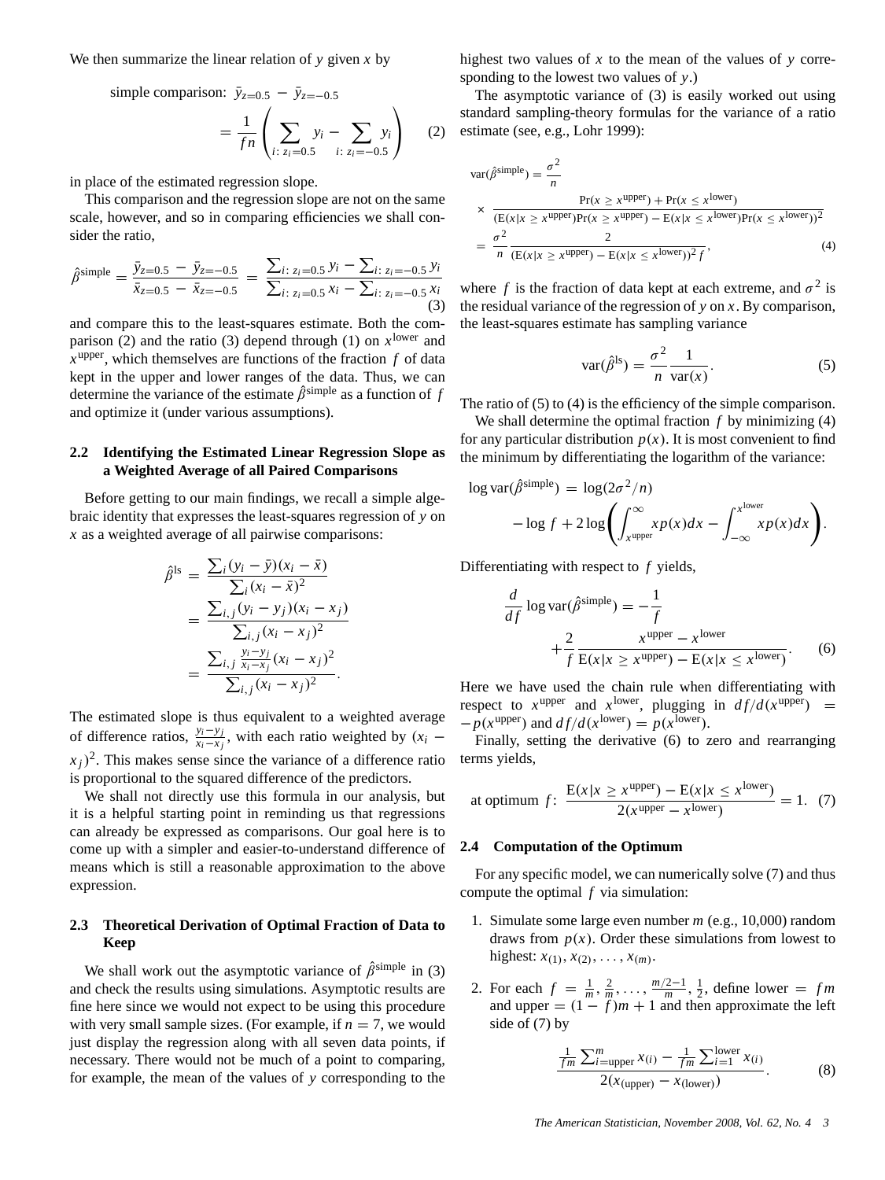We then summarize the linear relation of $y$ given $x$ by

$$\text{simple comparison: } \bar{y}_{z=0.5} - \bar{y}_{z=-0.5} = \frac{1}{fn}\left(\sum_{i:\, z_i=0.5} y_i - \sum_{i:\, z_i=-0.5} y_i\right) \quad (2)$$

in place of the estimated regression slope.

This comparison and the regression slope are not on the same scale, however, and so in comparing efficiencies we shall consider the ratio,

$$\hat{\beta}^{\text{simple}} = \frac{\bar{y}_{z=0.5} - \bar{y}_{z=-0.5}}{\bar{x}_{z=0.5} - \bar{x}_{z=-0.5}} = \frac{\sum_{i:\, z_i=0.5} y_i - \sum_{i:\, z_i=-0.5} y_i}{\sum_{i:\, z_i=0.5} x_i - \sum_{i:\, z_i=-0.5} x_i} \quad (3)$$

and compare this to the least-squares estimate. Both the comparison (2) and the ratio (3) depend through (1) on $x^{\text{lower}}$ and $x^{\text{upper}}$, which themselves are functions of the fraction $f$ of data kept in the upper and lower ranges of the data. Thus, we can determine the variance of the estimate $\hat{\beta}^{\text{simple}}$ as a function of $f$ and optimize it (under various assumptions).

### 2.2 Identifying the Estimated Linear Regression Slope as a Weighted Average of all Paired Comparisons

Before getting to our main findings, we recall a simple algebraic identity that expresses the least-squares regression of $y$ on $x$ as a weighted average of all pairwise comparisons:

$$\hat{\beta}^{\text{ls}} = \frac{\sum_i (y_i - \bar{y})(x_i - \bar{x})}{\sum_i (x_i - \bar{x})^2} = \frac{\sum_{i,j} (y_i - y_j)(x_i - x_j)}{\sum_{i,j} (x_i - x_j)^2} = \frac{\sum_{i,j} \frac{y_i - y_j}{x_i - x_j}(x_i - x_j)^2}{\sum_{i,j} (x_i - x_j)^2}.$$

The estimated slope is thus equivalent to a weighted average of difference ratios, $\frac{y_i - y_j}{x_i - x_j}$, with each ratio weighted by $(x_i - x_j)^2$. This makes sense since the variance of a difference ratio is proportional to the squared difference of the predictors.

We shall not directly use this formula in our analysis, but it is a helpful starting point in reminding us that regressions can already be expressed as comparisons. Our goal here is to come up with a simpler and easier-to-understand difference of means which is still a reasonable approximation to the above expression.

### 2.3 Theoretical Derivation of Optimal Fraction of Data to Keep

We shall work out the asymptotic variance of $\hat{\beta}^{\text{simple}}$ in (3) and check the results using simulations. Asymptotic results are fine here since we would not expect to be using this procedure with very small sample sizes. (For example, if $n = 7$, we would just display the regression along with all seven data points, if necessary. There would not be much of a point to comparing, for example, the mean of the values of $y$ corresponding to the highest two values of $x$ to the mean of the values of $y$ corresponding to the lowest two values of $y$.)

The asymptotic variance of (3) is easily worked out using standard sampling-theory formulas for the variance of a ratio estimate (see, e.g., Lohr 1999):

$$\begin{aligned}
\text{var}(\hat{\beta}^{\text{simple}}) &= \frac{\sigma^2}{n} \\
&\times \frac{\Pr(x \geq x^{\text{upper}}) + \Pr(x \leq x^{\text{lower}})}{(\text{E}(x|x \geq x^{\text{upper}})\Pr(x \geq x^{\text{upper}}) - \text{E}(x|x \leq x^{\text{lower}})\Pr(x \leq x^{\text{lower}}))^2} \\
&= \frac{\sigma^2}{n} \frac{2}{(\text{E}(x|x \geq x^{\text{upper}}) - \text{E}(x|x \leq x^{\text{lower}}))^2 f},
\end{aligned} \quad (4)$$

where $f$ is the fraction of data kept at each extreme, and $\sigma^2$ is the residual variance of the regression of $y$ on $x$. By comparison, the least-squares estimate has sampling variance

$$\text{var}(\hat{\beta}^{\text{ls}}) = \frac{\sigma^2}{n} \frac{1}{\text{var}(x)}. \quad (5)$$

The ratio of (5) to (4) is the efficiency of the simple comparison.

We shall determine the optimal fraction $f$ by minimizing (4) for any particular distribution $p(x)$. It is most convenient to find the minimum by differentiating the logarithm of the variance:

$$\log \text{var}(\hat{\beta}^{\text{simple}}) = \log(2\sigma^2/n) - \log f + 2\log\left(\int_{x^{\text{upper}}}^{\infty} x p(x)dx - \int_{-\infty}^{x^{\text{lower}}} x p(x)dx\right).$$

Differentiating with respect to $f$ yields,

$$\frac{d}{df} \log \text{var}(\hat{\beta}^{\text{simple}}) = -\frac{1}{f} + \frac{2}{f} \frac{x^{\text{upper}} - x^{\text{lower}}}{\text{E}(x|x \geq x^{\text{upper}}) - \text{E}(x|x \leq x^{\text{lower}})}. \quad (6)$$

Here we have used the chain rule when differentiating with respect to $x^{\text{upper}}$ and $x^{\text{lower}}$, plugging in $df/d(x^{\text{upper}}) = -p(x^{\text{upper}})$ and $df/d(x^{\text{lower}}) = p(x^{\text{lower}})$.

Finally, setting the derivative (6) to zero and rearranging terms yields,

$$\text{at optimum } f\text{:} \quad \frac{\text{E}(x|x \geq x^{\text{upper}}) - \text{E}(x|x \leq x^{\text{lower}})}{2(x^{\text{upper}} - x^{\text{lower}})} = 1. \quad (7)$$

### 2.4 Computation of the Optimum

For any specific model, we can numerically solve (7) and thus compute the optimal $f$ via simulation:

1. Simulate some large even number $m$ (e.g., 10,000) random draws from $p(x)$. Order these simulations from lowest to highest: $x_{(1)}, x_{(2)}, \ldots, x_{(m)}$.
2. For each $f = \frac{1}{m}, \frac{2}{m}, \ldots, \frac{m/2-1}{m}, \frac{1}{2}$, define lower $= fm$ and upper $= (1-f)m + 1$ and then approximate the left side of (7) by

$$\frac{\frac{1}{fm}\sum_{i=\text{upper}}^{m} x_{(i)} - \frac{1}{fm}\sum_{i=1}^{\text{lower}} x_{(i)}}{2(x_{(\text{upper})} - x_{(\text{lower})})}. \quad (8)$$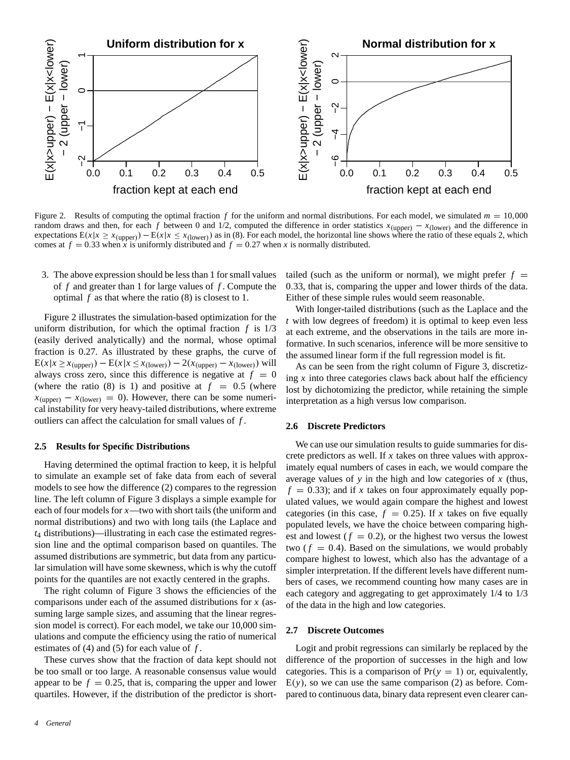Figure 2. Results of computing the optimal fraction $f$ for the uniform and normal distributions. For each model, we simulated $m = 10{,}000$ random draws and then, for each $f$ between 0 and 1/2, computed the difference in order statistics $x_{(\text{upper})} - x_{(\text{lower})}$ and the difference in expectations $\mathrm{E}(x|x \geq x_{(\text{upper})}) - \mathrm{E}(x|x \leq x_{(\text{lower})})$ as in (8). For each model, the horizontal line shows where the ratio of these equals 2, which comes at $f = 0.33$ when $x$ is uniformly distributed and $f = 0.27$ when $x$ is normally distributed.

3. The above expression should be less than 1 for small values of $f$ and greater than 1 for large values of $f$. Compute the optimal $f$ as that where the ratio (8) is closest to 1.

Figure 2 illustrates the simulation-based optimization for the uniform distribution, for which the optimal fraction $f$ is 1/3 (easily derived analytically) and the normal, whose optimal fraction is 0.27. As illustrated by these graphs, the curve of $\mathrm{E}(x|x \geq x_{(\text{upper})}) - \mathrm{E}(x|x \leq x_{(\text{lower})}) - 2(x_{(\text{upper})} - x_{(\text{lower})})$ will always cross zero, since this difference is negative at $f = 0$ (where the ratio (8) is 1) and positive at $f = 0.5$ (where $x_{(\text{upper})} - x_{(\text{lower})} = 0$). However, there can be some numerical instability for very heavy-tailed distributions, where extreme outliers can affect the calculation for small values of $f$.

### 2.5 Results for Specific Distributions

Having determined the optimal fraction to keep, it is helpful to simulate an example set of fake data from each of several models to see how the difference (2) compares to the regression line. The left column of Figure 3 displays a simple example for each of four models for $x$—two with short tails (the uniform and normal distributions) and two with long tails (the Laplace and $t_4$ distributions)—illustrating in each case the estimated regression line and the optimal comparison based on quantiles. The assumed distributions are symmetric, but data from any particular simulation will have some skewness, which is why the cutoff points for the quantiles are not exactly centered in the graphs.

The right column of Figure 3 shows the efficiencies of the comparisons under each of the assumed distributions for $x$ (assuming large sample sizes, and assuming that the linear regression model is correct). For each model, we take our 10,000 simulations and compute the efficiency using the ratio of numerical estimates of (4) and (5) for each value of $f$.

These curves show that the fraction of data kept should not be too small or too large. A reasonable consensus value would appear to be $f = 0.25$, that is, comparing the upper and lower quartiles. However, if the distribution of the predictor is short-tailed (such as the uniform or normal), we might prefer $f = 0.33$, that is, comparing the upper and lower thirds of the data. Either of these simple rules would seem reasonable.

With longer-tailed distributions (such as the Laplace and the $t$ with low degrees of freedom) it is optimal to keep even less at each extreme, and the observations in the tails are more informative. In such scenarios, inference will be more sensitive to the assumed linear form if the full regression model is fit.

As can be seen from the right column of Figure 3, discretizing $x$ into three categories claws back about half the efficiency lost by dichotomizing the predictor, while retaining the simple interpretation as a high versus low comparison.

### 2.6 Discrete Predictors

We can use our simulation results to guide summaries for discrete predictors as well. If $x$ takes on three values with approximately equal numbers of cases in each, we would compare the average values of $y$ in the high and low categories of $x$ (thus, $f = 0.33$); and if $x$ takes on four approximately equally populated values, we would again compare the highest and lowest categories (in this case, $f = 0.25$). If $x$ takes on five equally populated levels, we have the choice between comparing highest and lowest ($f = 0.2$), or the highest two versus the lowest two ($f = 0.4$). Based on the simulations, we would probably compare highest to lowest, which also has the advantage of a simpler interpretation. If the different levels have different numbers of cases, we recommend counting how many cases are in each category and aggregating to get approximately 1/4 to 1/3 of the data in the high and low categories.

### 2.7 Discrete Outcomes

Logit and probit regressions can similarly be replaced by the difference of the proportion of successes in the high and low categories. This is a comparison of $\Pr(y = 1)$ or, equivalently, $\mathrm{E}(y)$, so we can use the same comparison (2) as before. Compared to continuous data, binary data represent even clearer can-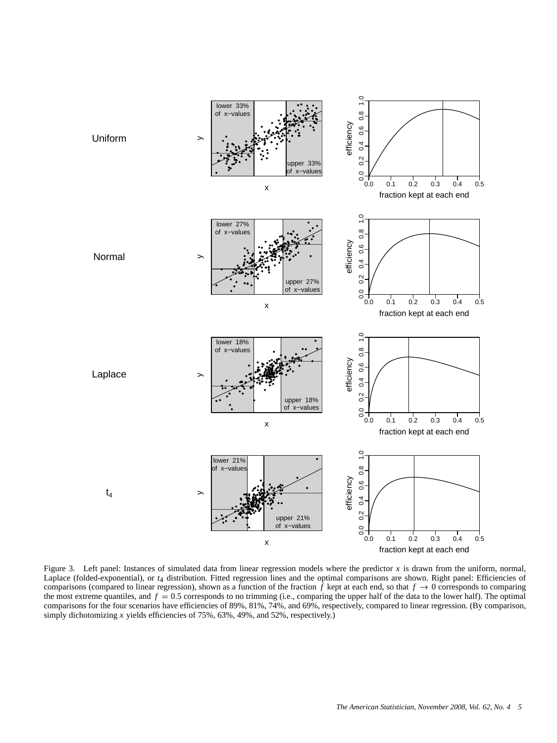Figure 3. Left panel: Instances of simulated data from linear regression models where the predictor $x$ is drawn from the uniform, normal, Laplace (folded-exponential), or $t_4$ distribution. Fitted regression lines and the optimal comparisons are shown. Right panel: Efficiencies of comparisons (compared to linear regression), shown as a function of the fraction $f$ kept at each end, so that $f \to 0$ corresponds to comparing the most extreme quantiles, and $f = 0.5$ corresponds to no trimming (i.e., comparing the upper half of the data to the lower half). The optimal comparisons for the four scenarios have efficiencies of 89%, 81%, 74%, and 69%, respectively, compared to linear regression. (By comparison, simply dichotomizing $x$ yields efficiencies of 75%, 63%, 49%, and 52%, respectively.)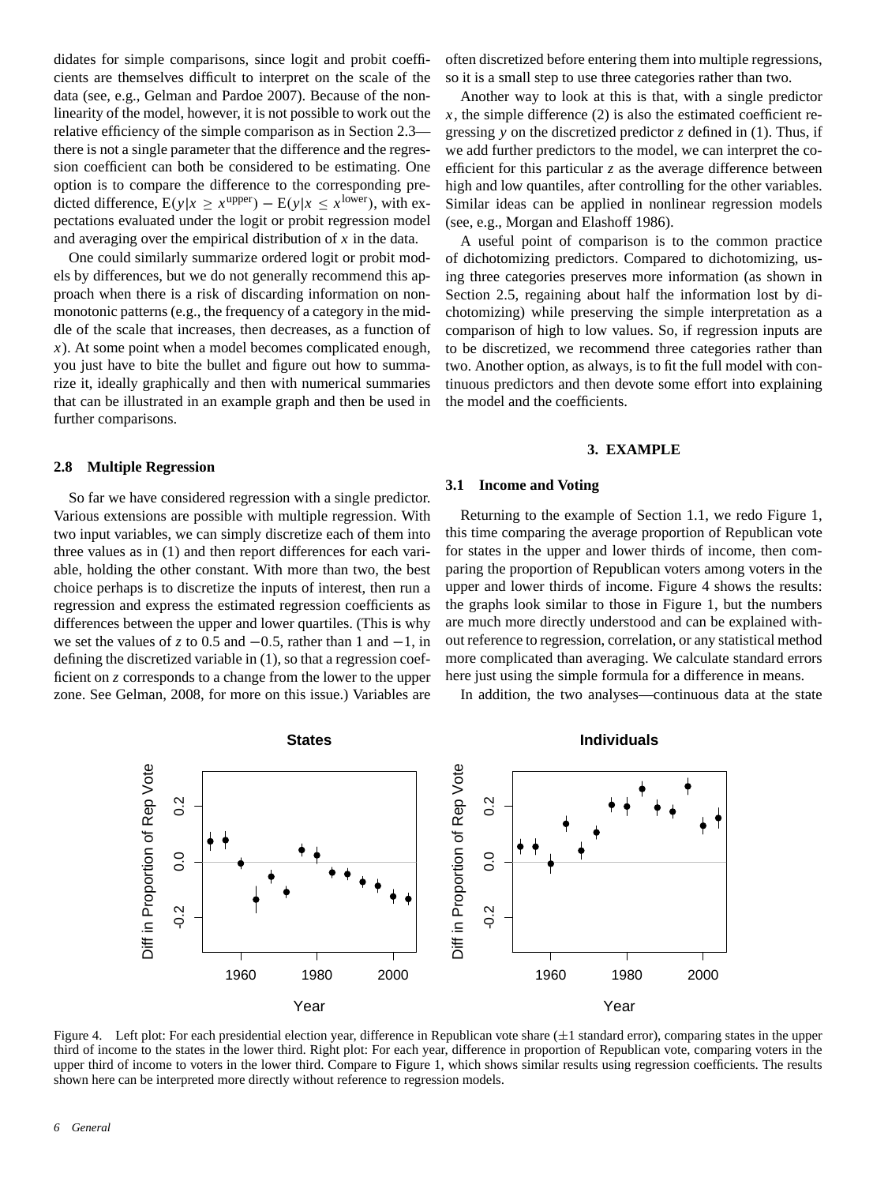didates for simple comparisons, since logit and probit coefficients are themselves difficult to interpret on the scale of the data (see, e.g., Gelman and Pardoe 2007). Because of the nonlinearity of the model, however, it is not possible to work out the relative efficiency of the simple comparison as in Section 2.3—there is not a single parameter that the difference and the regression coefficient can both be considered to be estimating. One option is to compare the difference to the corresponding predicted difference, $\mathrm{E}(y|x \geq x^{\mathrm{upper}}) - \mathrm{E}(y|x \leq x^{\mathrm{lower}})$, with expectations evaluated under the logit or probit regression model and averaging over the empirical distribution of $x$ in the data.

One could similarly summarize ordered logit or probit models by differences, but we do not generally recommend this approach when there is a risk of discarding information on nonmonotonic patterns (e.g., the frequency of a category in the middle of the scale that increases, then decreases, as a function of $x$). At some point when a model becomes complicated enough, you just have to bite the bullet and figure out how to summarize it, ideally graphically and then with numerical summaries that can be illustrated in an example graph and then be used in further comparisons.

### 2.8 Multiple Regression

So far we have considered regression with a single predictor. Various extensions are possible with multiple regression. With two input variables, we can simply discretize each of them into three values as in (1) and then report differences for each variable, holding the other constant. With more than two, the best choice perhaps is to discretize the inputs of interest, then run a regression and express the estimated regression coefficients as differences between the upper and lower quartiles. (This is why we set the values of $z$ to 0.5 and $-0.5$, rather than 1 and $-1$, in defining the discretized variable in (1), so that a regression coefficient on $z$ corresponds to a change from the lower to the upper zone. See Gelman, 2008, for more on this issue.) Variables are often discretized before entering them into multiple regressions, so it is a small step to use three categories rather than two.

Another way to look at this is that, with a single predictor $x$, the simple difference (2) is also the estimated coefficient regressing $y$ on the discretized predictor $z$ defined in (1). Thus, if we add further predictors to the model, we can interpret the coefficient for this particular $z$ as the average difference between high and low quantiles, after controlling for the other variables. Similar ideas can be applied in nonlinear regression models (see, e.g., Morgan and Elashoff 1986).

A useful point of comparison is to the common practice of dichotomizing predictors. Compared to dichotomizing, using three categories preserves more information (as shown in Section 2.5, regaining about half the information lost by dichotomizing) while preserving the simple interpretation as a comparison of high to low values. So, if regression inputs are to be discretized, we recommend three categories rather than two. Another option, as always, is to fit the full model with continuous predictors and then devote some effort into explaining the model and the coefficients.

## 3. EXAMPLE

### 3.1 Income and Voting

Returning to the example of Section 1.1, we redo Figure 1, this time comparing the average proportion of Republican vote for states in the upper and lower thirds of income, then comparing the proportion of Republican voters among voters in the upper and lower thirds of income. Figure 4 shows the results: the graphs look similar to those in Figure 1, but the numbers are much more directly understood and can be explained without reference to regression, correlation, or any statistical method more complicated than averaging. We calculate standard errors here just using the simple formula for a difference in means.

In addition, the two analyses—continuous data at the state

Figure 4. Left plot: For each presidential election year, difference in Republican vote share ($\pm 1$ standard error), comparing states in the upper third of income to the states in the lower third. Right plot: For each year, difference in proportion of Republican vote, comparing voters in the upper third of income to voters in the lower third. Compare to Figure 1, which shows similar results using regression coefficients. The results shown here can be interpreted more directly without reference to regression models.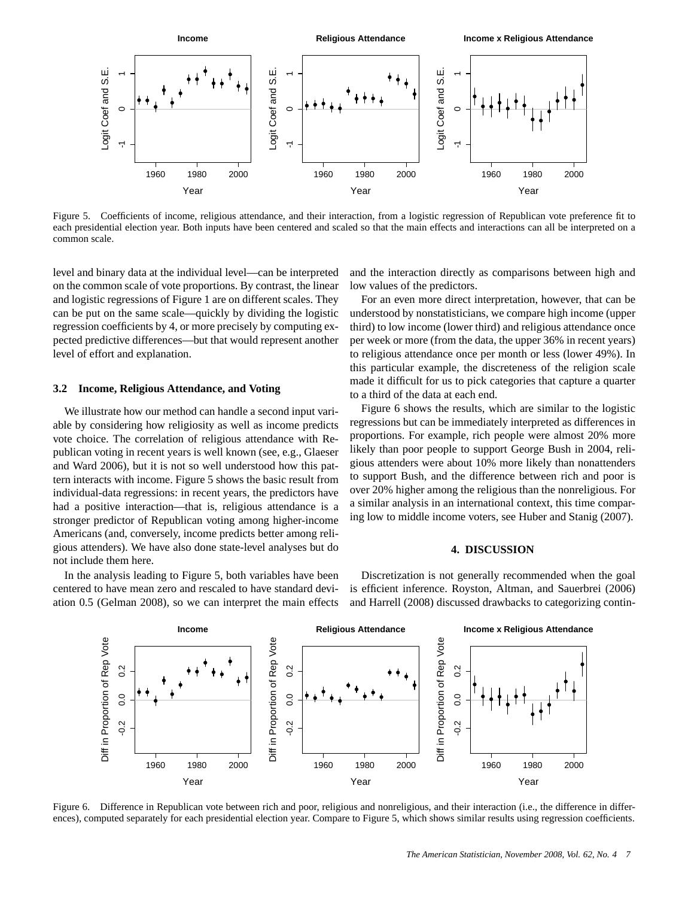Figure 5. Coefficients of income, religious attendance, and their interaction, from a logistic regression of Republican vote preference fit to each presidential election year. Both inputs have been centered and scaled so that the main effects and interactions can all be interpreted on a common scale.

level and binary data at the individual level—can be interpreted on the common scale of vote proportions. By contrast, the linear and logistic regressions of Figure 1 are on different scales. They can be put on the same scale—quickly by dividing the logistic regression coefficients by 4, or more precisely by computing expected predictive differences—but that would represent another level of effort and explanation.

### 3.2 Income, Religious Attendance, and Voting

We illustrate how our method can handle a second input variable by considering how religiosity as well as income predicts vote choice. The correlation of religious attendance with Republican voting in recent years is well known (see, e.g., Glaeser and Ward 2006), but it is not so well understood how this pattern interacts with income. Figure 5 shows the basic result from individual-data regressions: in recent years, the predictors have had a positive interaction—that is, religious attendance is a stronger predictor of Republican voting among higher-income Americans (and, conversely, income predicts better among religious attenders). We have also done state-level analyses but do not include them here.

In the analysis leading to Figure 5, both variables have been centered to have mean zero and rescaled to have standard deviation 0.5 (Gelman 2008), so we can interpret the main effects and the interaction directly as comparisons between high and low values of the predictors.

For an even more direct interpretation, however, that can be understood by nonstatisticians, we compare high income (upper third) to low income (lower third) and religious attendance once per week or more (from the data, the upper 36% in recent years) to religious attendance once per month or less (lower 49%). In this particular example, the discreteness of the religion scale made it difficult for us to pick categories that capture a quarter to a third of the data at each end.

Figure 6 shows the results, which are similar to the logistic regressions but can be immediately interpreted as differences in proportions. For example, rich people were almost 20% more likely than poor people to support George Bush in 2004, religious attenders were about 10% more likely than nonattenders to support Bush, and the difference between rich and poor is over 20% higher among the religious than the nonreligious. For a similar analysis in an international context, this time comparing low to middle income voters, see Huber and Stanig (2007).

## 4. DISCUSSION

Discretization is not generally recommended when the goal is efficient inference. Royston, Altman, and Sauerbrei (2006) and Harrell (2008) discussed drawbacks to categorizing contin-

Figure 6. Difference in Republican vote between rich and poor, religious and nonreligious, and their interaction (i.e., the difference in differences), computed separately for each presidential election year. Compare to Figure 5, which shows similar results using regression coefficients.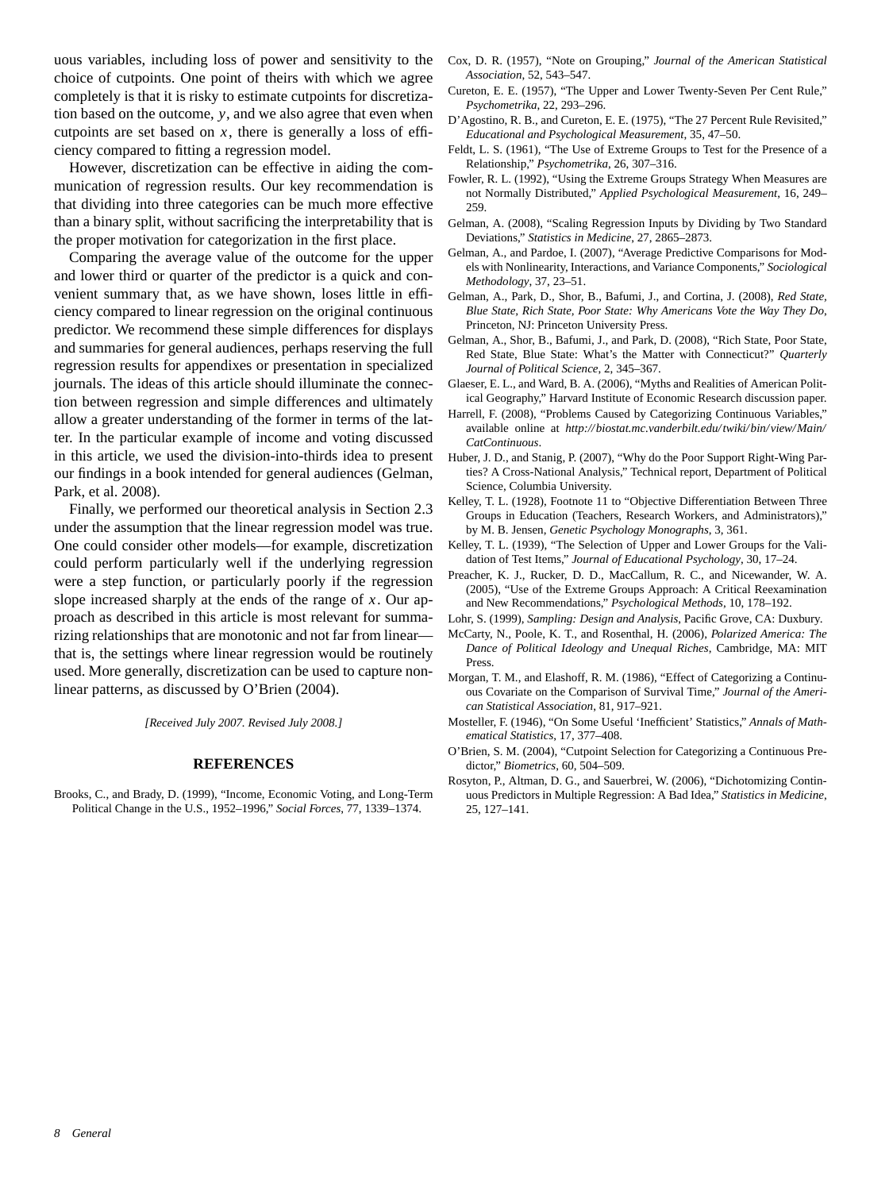uous variables, including loss of power and sensitivity to the choice of cutpoints. One point of theirs with which we agree completely is that it is risky to estimate cutpoints for discretization based on the outcome, $y$, and we also agree that even when cutpoints are set based on $x$, there is generally a loss of efficiency compared to fitting a regression model.

However, discretization can be effective in aiding the communication of regression results. Our key recommendation is that dividing into three categories can be much more effective than a binary split, without sacrificing the interpretability that is the proper motivation for categorization in the first place.

Comparing the average value of the outcome for the upper and lower third or quarter of the predictor is a quick and convenient summary that, as we have shown, loses little in efficiency compared to linear regression on the original continuous predictor. We recommend these simple differences for displays and summaries for general audiences, perhaps reserving the full regression results for appendixes or presentation in specialized journals. The ideas of this article should illuminate the connection between regression and simple differences and ultimately allow a greater understanding of the former in terms of the latter. In the particular example of income and voting discussed in this article, we used the division-into-thirds idea to present our findings in a book intended for general audiences (Gelman, Park, et al. 2008).

Finally, we performed our theoretical analysis in Section 2.3 under the assumption that the linear regression model was true. One could consider other models—for example, discretization could perform particularly well if the underlying regression were a step function, or particularly poorly if the regression slope increased sharply at the ends of the range of $x$. Our approach as described in this article is most relevant for summarizing relationships that are monotonic and not far from linear—that is, the settings where linear regression would be routinely used. More generally, discretization can be used to capture nonlinear patterns, as discussed by O'Brien (2004).

*[Received July 2007. Revised July 2008.]*

## REFERENCES

Brooks, C., and Brady, D. (1999), "Income, Economic Voting, and Long-Term Political Change in the U.S., 1952–1996," *Social Forces*, 77, 1339–1374.

Cox, D. R. (1957), "Note on Grouping," *Journal of the American Statistical Association*, 52, 543–547.

Cureton, E. E. (1957), "The Upper and Lower Twenty-Seven Per Cent Rule," *Psychometrika*, 22, 293–296.

D'Agostino, R. B., and Cureton, E. E. (1975), "The 27 Percent Rule Revisited," *Educational and Psychological Measurement*, 35, 47–50.

Feldt, L. S. (1961), "The Use of Extreme Groups to Test for the Presence of a Relationship," *Psychometrika*, 26, 307–316.

Fowler, R. L. (1992), "Using the Extreme Groups Strategy When Measures are not Normally Distributed," *Applied Psychological Measurement*, 16, 249–259.

Gelman, A. (2008), "Scaling Regression Inputs by Dividing by Two Standard Deviations," *Statistics in Medicine*, 27, 2865–2873.

Gelman, A., and Pardoe, I. (2007), "Average Predictive Comparisons for Models with Nonlinearity, Interactions, and Variance Components," *Sociological Methodology*, 37, 23–51.

Gelman, A., Park, D., Shor, B., Bafumi, J., and Cortina, J. (2008), *Red State, Blue State, Rich State, Poor State: Why Americans Vote the Way They Do*, Princeton, NJ: Princeton University Press.

Gelman, A., Shor, B., Bafumi, J., and Park, D. (2008), "Rich State, Poor State, Red State, Blue State: What's the Matter with Connecticut?" *Quarterly Journal of Political Science*, 2, 345–367.

Glaeser, E. L., and Ward, B. A. (2006), "Myths and Realities of American Political Geography," Harvard Institute of Economic Research discussion paper.

Harrell, F. (2008), "Problems Caused by Categorizing Continuous Variables," available online at *http://biostat.mc.vanderbilt.edu/twiki/bin/view/Main/CatContinuous*.

Huber, J. D., and Stanig, P. (2007), "Why do the Poor Support Right-Wing Parties? A Cross-National Analysis," Technical report, Department of Political Science, Columbia University.

Kelley, T. L. (1928), Footnote 11 to "Objective Differentiation Between Three Groups in Education (Teachers, Research Workers, and Administrators)," by M. B. Jensen, *Genetic Psychology Monographs*, 3, 361.

Kelley, T. L. (1939), "The Selection of Upper and Lower Groups for the Validation of Test Items," *Journal of Educational Psychology*, 30, 17–24.

Preacher, K. J., Rucker, D. D., MacCallum, R. C., and Nicewander, W. A. (2005), "Use of the Extreme Groups Approach: A Critical Reexamination and New Recommendations," *Psychological Methods*, 10, 178–192.

Lohr, S. (1999), *Sampling: Design and Analysis*, Pacific Grove, CA: Duxbury.

McCarty, N., Poole, K. T., and Rosenthal, H. (2006), *Polarized America: The Dance of Political Ideology and Unequal Riches*, Cambridge, MA: MIT Press.

Morgan, T. M., and Elashoff, R. M. (1986), "Effect of Categorizing a Continuous Covariate on the Comparison of Survival Time," *Journal of the American Statistical Association*, 81, 917–921.

Mosteller, F. (1946), "On Some Useful 'Inefficient' Statistics," *Annals of Mathematical Statistics*, 17, 377–408.

O'Brien, S. M. (2004), "Cutpoint Selection for Categorizing a Continuous Predictor," *Biometrics*, 60, 504–509.

Rosyton, P., Altman, D. G., and Sauerbrei, W. (2006), "Dichotomizing Continuous Predictors in Multiple Regression: A Bad Idea," *Statistics in Medicine*, 25, 127–141.